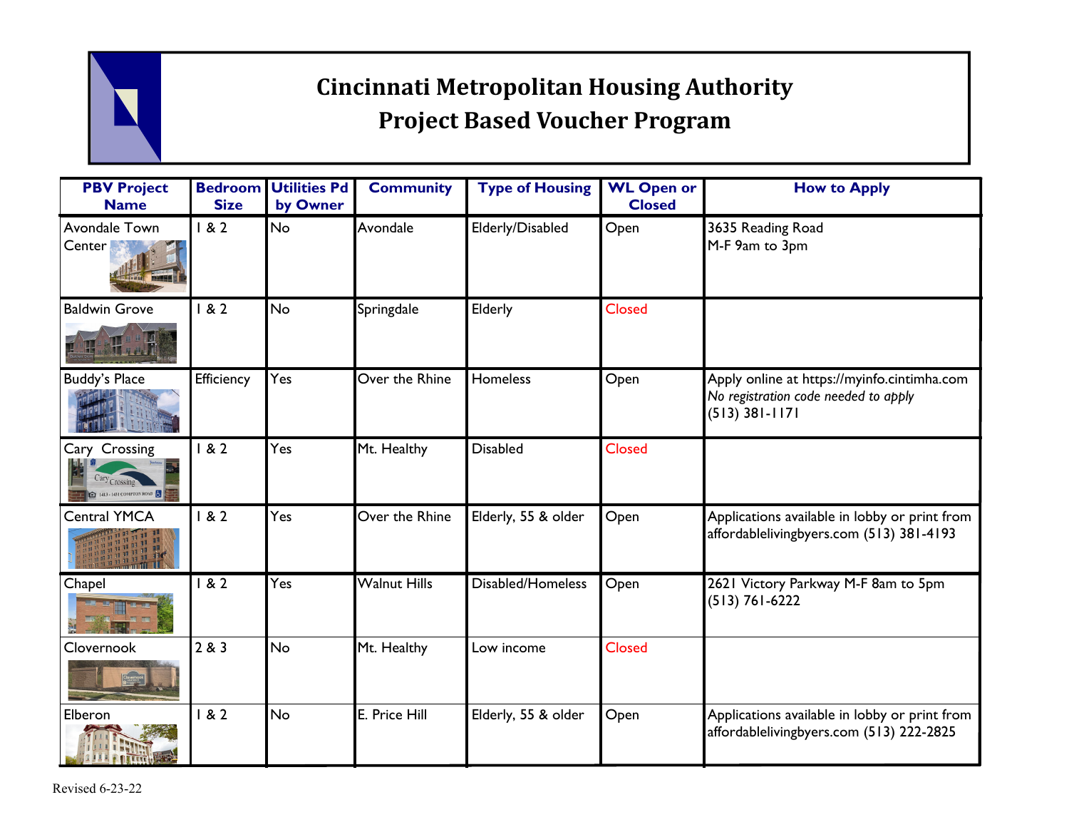# Cincinnati Metropolitan Housing Authority
## Project Based Voucher Program

| PBV Project Name | Bedroom Size | Utilities Pd by Owner | Community | Type of Housing | WL Open or Closed | How to Apply |
|---|---|---|---|---|---|---|
| Avondale Town Center | 1 & 2 | No | Avondale | Elderly/Disabled | Open | 3635 Reading Road<br>M-F 9am to 3pm |
| Baldwin Grove | 1 & 2 | No | Springdale | Elderly | Closed | |
| Buddy's Place | Efficiency | Yes | Over the Rhine | Homeless | Open | Apply online at https://myinfo.cintimha.com<br>*No registration code needed to apply*<br>(513) 381-1171 |
| Cary Crossing | 1 & 2 | Yes | Mt. Healthy | Disabled | Closed | |
| Central YMCA | 1 & 2 | Yes | Over the Rhine | Elderly, 55 & older | Open | Applications available in lobby or print from affordablelivingbyers.com (513) 381-4193 |
| Chapel | 1 & 2 | Yes | Walnut Hills | Disabled/Homeless | Open | 2621 Victory Parkway M-F 8am to 5pm (513) 761-6222 |
| Clovernook | 2 & 3 | No | Mt. Healthy | Low income | Closed | |
| Elberon | 1 & 2 | No | E. Price Hill | Elderly, 55 & older | Open | Applications available in lobby or print from affordablelivingbyers.com (513) 222-2825 |

Revised 6-23-22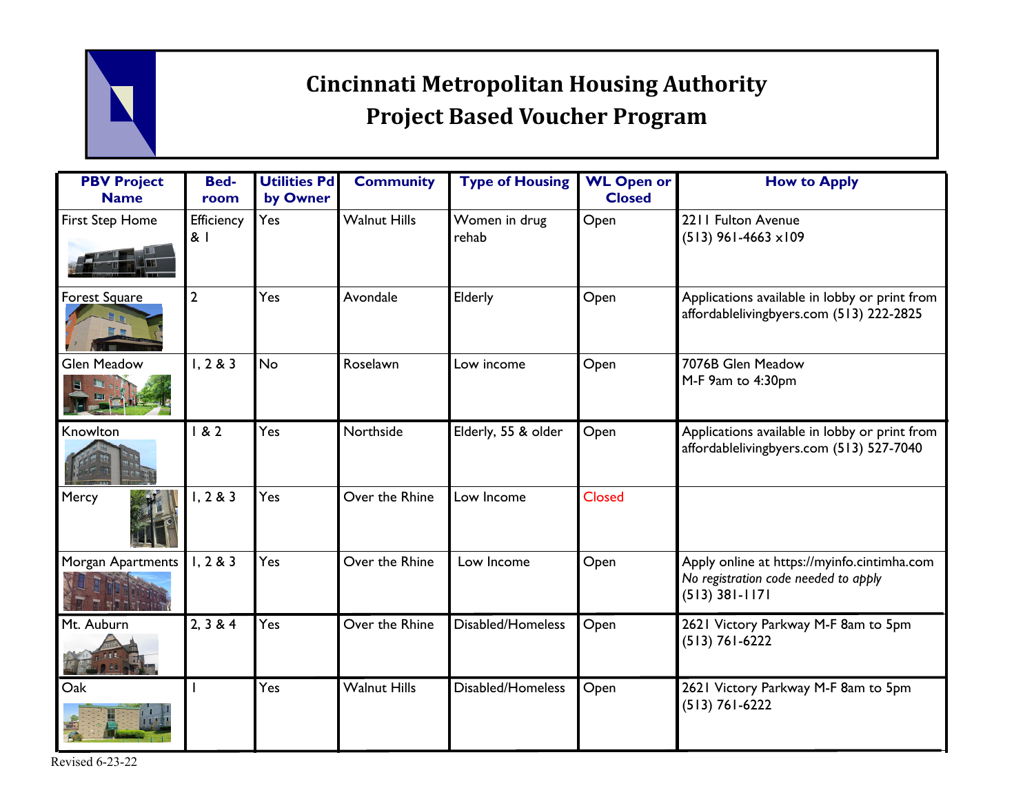# Cincinnati Metropolitan Housing Authority
## Project Based Voucher Program

| PBV Project Name | Bed-room | Utilities Pd by Owner | Community | Type of Housing | WL Open or Closed | How to Apply |
|---|---|---|---|---|---|---|
| First Step Home | Efficiency & 1 | Yes | Walnut Hills | Women in drug rehab | Open | 2211 Fulton Avenue<br>(513) 961-4663 x109 |
| Forest Square | 2 | Yes | Avondale | Elderly | Open | Applications available in lobby or print from affordablelivingbyers.com (513) 222-2825 |
| Glen Meadow | 1, 2 & 3 | No | Roselawn | Low income | Open | 7076B Glen Meadow<br>M-F 9am to 4:30pm |
| Knowlton | 1 & 2 | Yes | Northside | Elderly, 55 & older | Open | Applications available in lobby or print from affordablelivingbyers.com (513) 527-7040 |
| Mercy | 1, 2 & 3 | Yes | Over the Rhine | Low Income | Closed | |
| Morgan Apartments | 1, 2 & 3 | Yes | Over the Rhine | Low Income | Open | Apply online at https://myinfo.cintimha.com<br>*No registration code needed to apply*<br>(513) 381-1171 |
| Mt. Auburn | 2, 3 & 4 | Yes | Over the Rhine | Disabled/Homeless | Open | 2621 Victory Parkway M-F 8am to 5pm<br>(513) 761-6222 |
| Oak | 1 | Yes | Walnut Hills | Disabled/Homeless | Open | 2621 Victory Parkway M-F 8am to 5pm<br>(513) 761-6222 |

Revised 6-23-22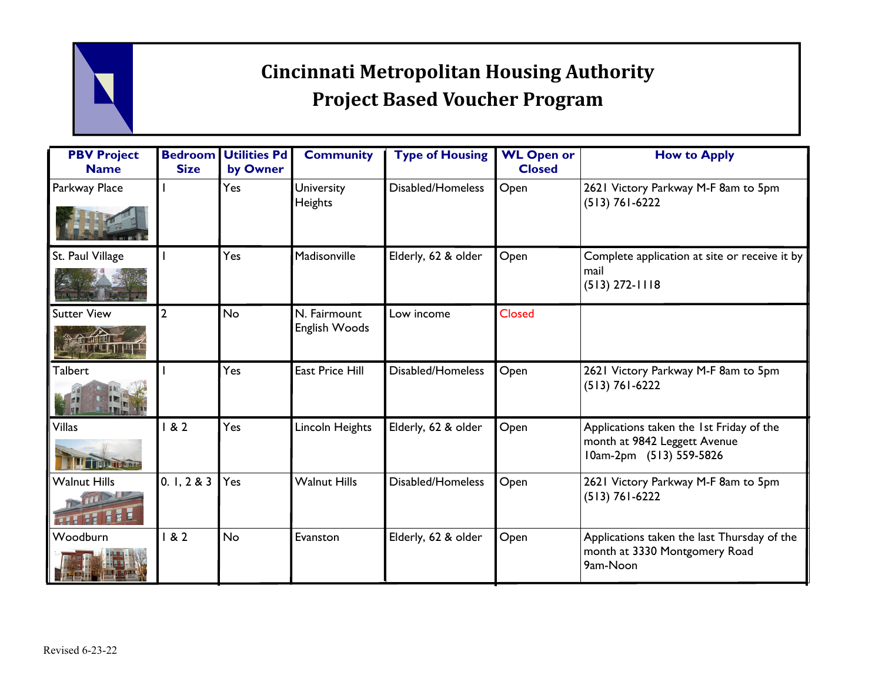# Cincinnati Metropolitan Housing Authority
## Project Based Voucher Program

| PBV Project Name | Bedroom Size | Utilities Pd by Owner | Community | Type of Housing | WL Open or Closed | How to Apply |
|---|---|---|---|---|---|---|
| Parkway Place | 1 | Yes | University Heights | Disabled/Homeless | Open | 2621 Victory Parkway M-F 8am to 5pm (513) 761-6222 |
| St. Paul Village | 1 | Yes | Madisonville | Elderly, 62 & older | Open | Complete application at site or receive it by mail (513) 272-1118 |
| Sutter View | 2 | No | N. Fairmount English Woods | Low income | Closed | |
| Talbert | 1 | Yes | East Price Hill | Disabled/Homeless | Open | 2621 Victory Parkway M-F 8am to 5pm (513) 761-6222 |
| Villas | 1 & 2 | Yes | Lincoln Heights | Elderly, 62 & older | Open | Applications taken the 1st Friday of the month at 9842 Leggett Avenue 10am-2pm (513) 559-5826 |
| Walnut Hills | 0. 1, 2 & 3 | Yes | Walnut Hills | Disabled/Homeless | Open | 2621 Victory Parkway M-F 8am to 5pm (513) 761-6222 |
| Woodburn | 1 & 2 | No | Evanston | Elderly, 62 & older | Open | Applications taken the last Thursday of the month at 3330 Montgomery Road 9am-Noon |

Revised 6-23-22